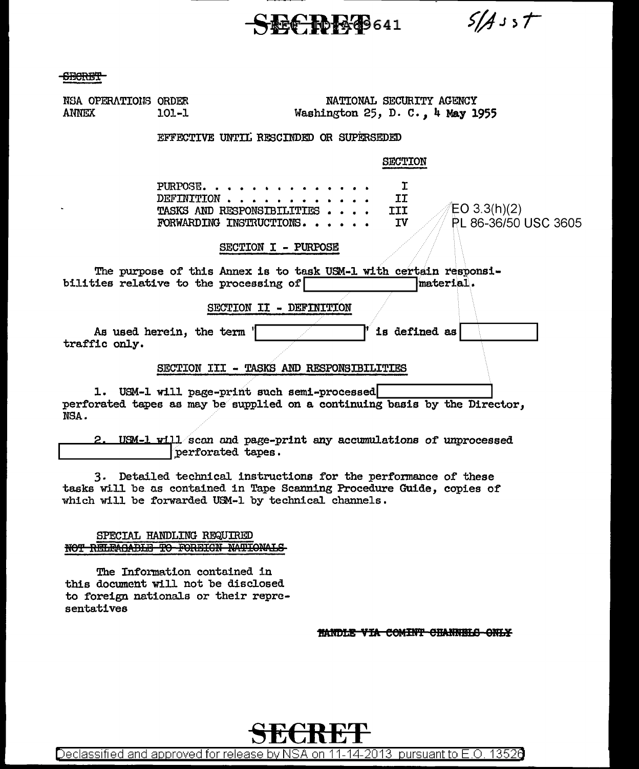SECRET REF ID:A69641 S/Asst

SECRET

NSA OPERATIONS ORDER ANNEX 101-1

NATIONAL SECURITY AGENCY
Washington 25, D. C., 4 May 1955

EFFECTIVE UNTIL RESCINDED OR SUPERSEDED

| | SECTION |
|---|---|
| PURPOSE. . . . . . . . . . . . . . . | I |
| DEFINITION . . . . . . . . . . . . . | II |
| TASKS AND RESPONSIBILITIES . . . . | III |
| FORWARDING INSTRUCTIONS. . . . . . | IV |

EO 3.3(h)(2)
PL 86-36/50 USC 3605

## SECTION I - PURPOSE

The purpose of this Annex is to task USM-1 with certain responsibilities relative to the processing of [ ] material.

## SECTION II - DEFINITION

As used herein, the term "[ ]" is defined as [ ] traffic only.

## SECTION III - TASKS AND RESPONSIBILITIES

1. USM-1 will page-print such semi-processed [ ] perforated tapes as may be supplied on a continuing basis by the Director, NSA.

2. USM-1 will scan and page-print any accumulations of unprocessed [ ] perforated tapes.

3. Detailed technical instructions for the performance of these tasks will be as contained in Tape Scanning Procedure Guide, copies of which will be forwarded USM-1 by technical channels.

SPECIAL HANDLING REQUIRED
~~NOT RELEASABLE TO FOREIGN NATIONALS~~

The Information contained in this document will not be disclosed to foreign nationals or their representatives

~~HANDLE VIA COMINT CHANNELS ONLY~~

SECRET

Declassified and approved for release by NSA on 11-14-2013 pursuant to E.O. 13526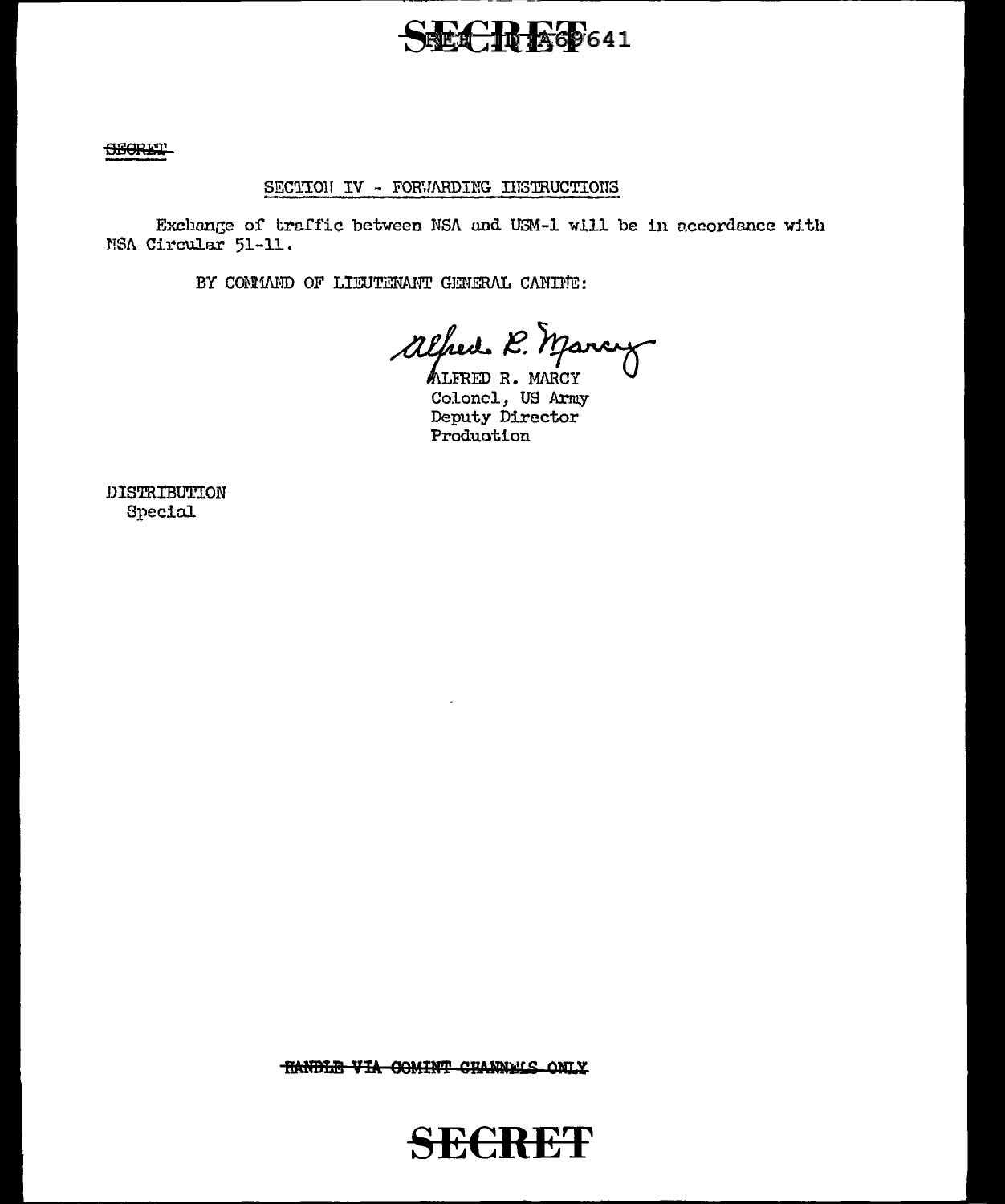SECRET

SECTION IV - FORWARDING INSTRUCTIONS

Exchange of traffic between NSA and USM-1 will be in accordance with NSA Circular 51-11.

BY COMMAND OF LIEUTENANT GENERAL CANINE:

Alfred R. Marcy

ALFRED R. MARCY
Colonel, US Army
Deputy Director
Production

DISTRIBUTION
Special

~~HANDLE VIA COMINT CHANNELS ONLY~~

SECRET